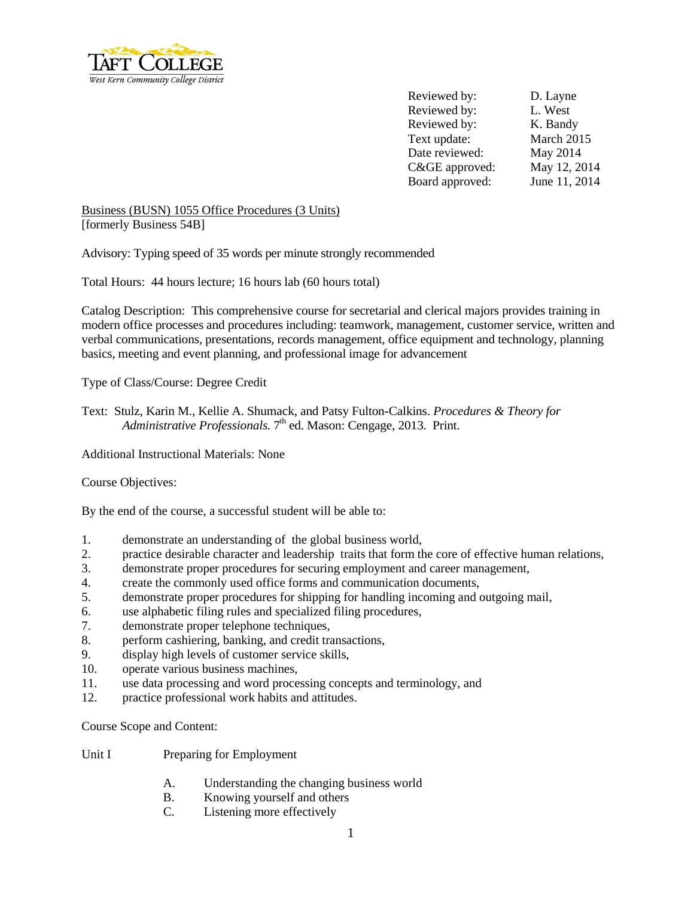TAFT COLLEGE
West Kern Community College District

| | |
|---|---|
| Reviewed by: | D. Layne |
| Reviewed by: | L. West |
| Reviewed by: | K. Bandy |
| Text update: | March 2015 |
| Date reviewed: | May 2014 |
| C&GE approved: | May 12, 2014 |
| Board approved: | June 11, 2014 |

Business (BUSN) 1055 Office Procedures (3 Units)
[formerly Business 54B]

Advisory: Typing speed of 35 words per minute strongly recommended

Total Hours: 44 hours lecture; 16 hours lab (60 hours total)

Catalog Description: This comprehensive course for secretarial and clerical majors provides training in modern office processes and procedures including: teamwork, management, customer service, written and verbal communications, presentations, records management, office equipment and technology, planning basics, meeting and event planning, and professional image for advancement

Type of Class/Course: Degree Credit

Text: Stulz, Karin M., Kellie A. Shumack, and Patsy Fulton-Calkins. *Procedures & Theory for Administrative Professionals.* 7th ed. Mason: Cengage, 2013. Print.

Additional Instructional Materials: None

Course Objectives:

By the end of the course, a successful student will be able to:

1. demonstrate an understanding of the global business world,
2. practice desirable character and leadership traits that form the core of effective human relations,
3. demonstrate proper procedures for securing employment and career management,
4. create the commonly used office forms and communication documents,
5. demonstrate proper procedures for shipping for handling incoming and outgoing mail,
6. use alphabetic filing rules and specialized filing procedures,
7. demonstrate proper telephone techniques,
8. perform cashiering, banking, and credit transactions,
9. display high levels of customer service skills,
10. operate various business machines,
11. use data processing and word processing concepts and terminology, and
12. practice professional work habits and attitudes.

Course Scope and Content:

Unit I Preparing for Employment

A. Understanding the changing business world
B. Knowing yourself and others
C. Listening more effectively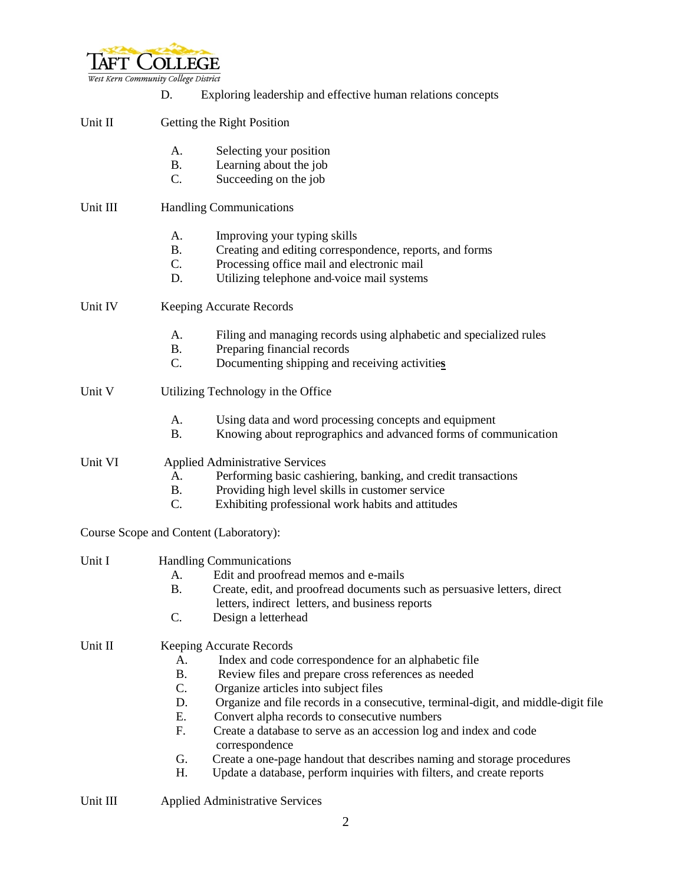D. Exploring leadership and effective human relations concepts

Unit II Getting the Right Position

A. Selecting your position
B. Learning about the job
C. Succeeding on the job

Unit III Handling Communications

A. Improving your typing skills
B. Creating and editing correspondence, reports, and forms
C. Processing office mail and electronic mail
D. Utilizing telephone and voice mail systems

Unit IV Keeping Accurate Records

A. Filing and managing records using alphabetic and specialized rules
B. Preparing financial records
C. Documenting shipping and receiving activities

Unit V Utilizing Technology in the Office

A. Using data and word processing concepts and equipment
B. Knowing about reprographics and advanced forms of communication

Unit VI Applied Administrative Services

A. Performing basic cashiering, banking, and credit transactions
B. Providing high level skills in customer service
C. Exhibiting professional work habits and attitudes

Course Scope and Content (Laboratory):

Unit I Handling Communications

A. Edit and proofread memos and e-mails
B. Create, edit, and proofread documents such as persuasive letters, direct letters, indirect letters, and business reports
C. Design a letterhead

Unit II Keeping Accurate Records

A. Index and code correspondence for an alphabetic file
B. Review files and prepare cross references as needed
C. Organize articles into subject files
D. Organize and file records in a consecutive, terminal-digit, and middle-digit file
E. Convert alpha records to consecutive numbers
F. Create a database to serve as an accession log and index and code correspondence
G. Create a one-page handout that describes naming and storage procedures
H. Update a database, perform inquiries with filters, and create reports

Unit III Applied Administrative Services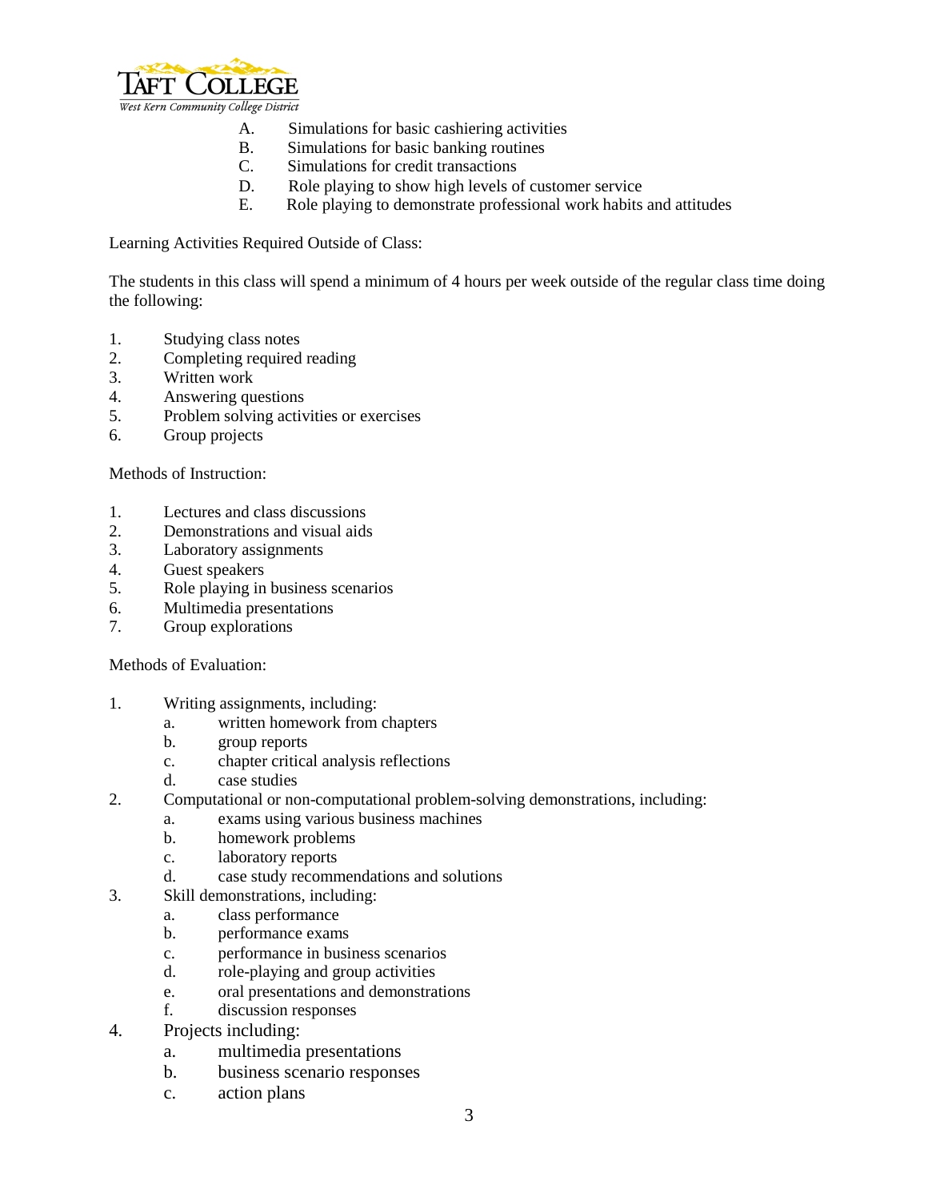A. Simulations for basic cashiering activities
B. Simulations for basic banking routines
C. Simulations for credit transactions
D. Role playing to show high levels of customer service
E. Role playing to demonstrate professional work habits and attitudes

Learning Activities Required Outside of Class:

The students in this class will spend a minimum of 4 hours per week outside of the regular class time doing the following:

1. Studying class notes
2. Completing required reading
3. Written work
4. Answering questions
5. Problem solving activities or exercises
6. Group projects

Methods of Instruction:

1. Lectures and class discussions
2. Demonstrations and visual aids
3. Laboratory assignments
4. Guest speakers
5. Role playing in business scenarios
6. Multimedia presentations
7. Group explorations

Methods of Evaluation:

1. Writing assignments, including:
   a. written homework from chapters
   b. group reports
   c. chapter critical analysis reflections
   d. case studies
2. Computational or non-computational problem-solving demonstrations, including:
   a. exams using various business machines
   b. homework problems
   c. laboratory reports
   d. case study recommendations and solutions
3. Skill demonstrations, including:
   a. class performance
   b. performance exams
   c. performance in business scenarios
   d. role-playing and group activities
   e. oral presentations and demonstrations
   f. discussion responses
4. Projects including:
   a. multimedia presentations
   b. business scenario responses
   c. action plans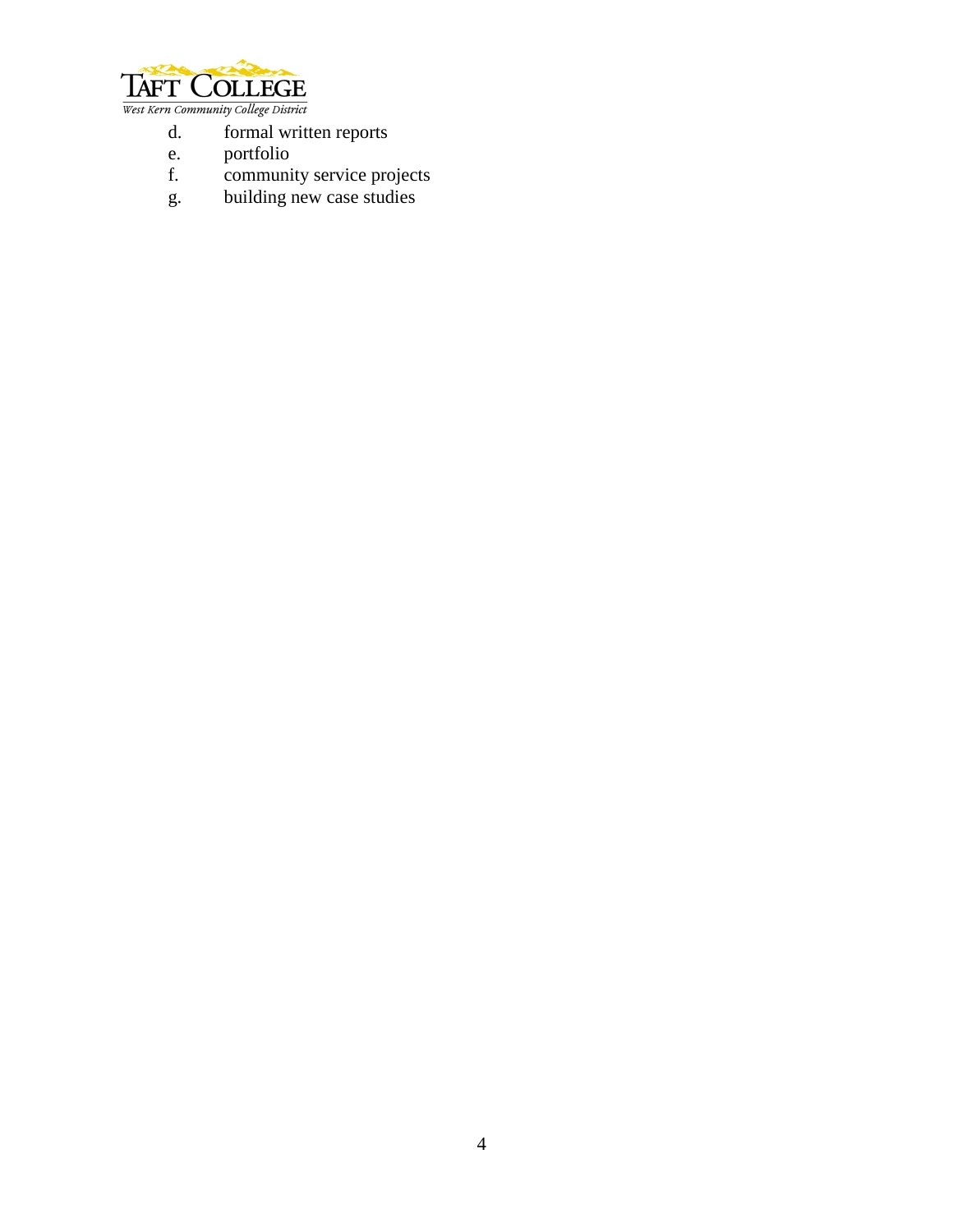d. formal written reports
e. portfolio
f. community service projects
g. building new case studies